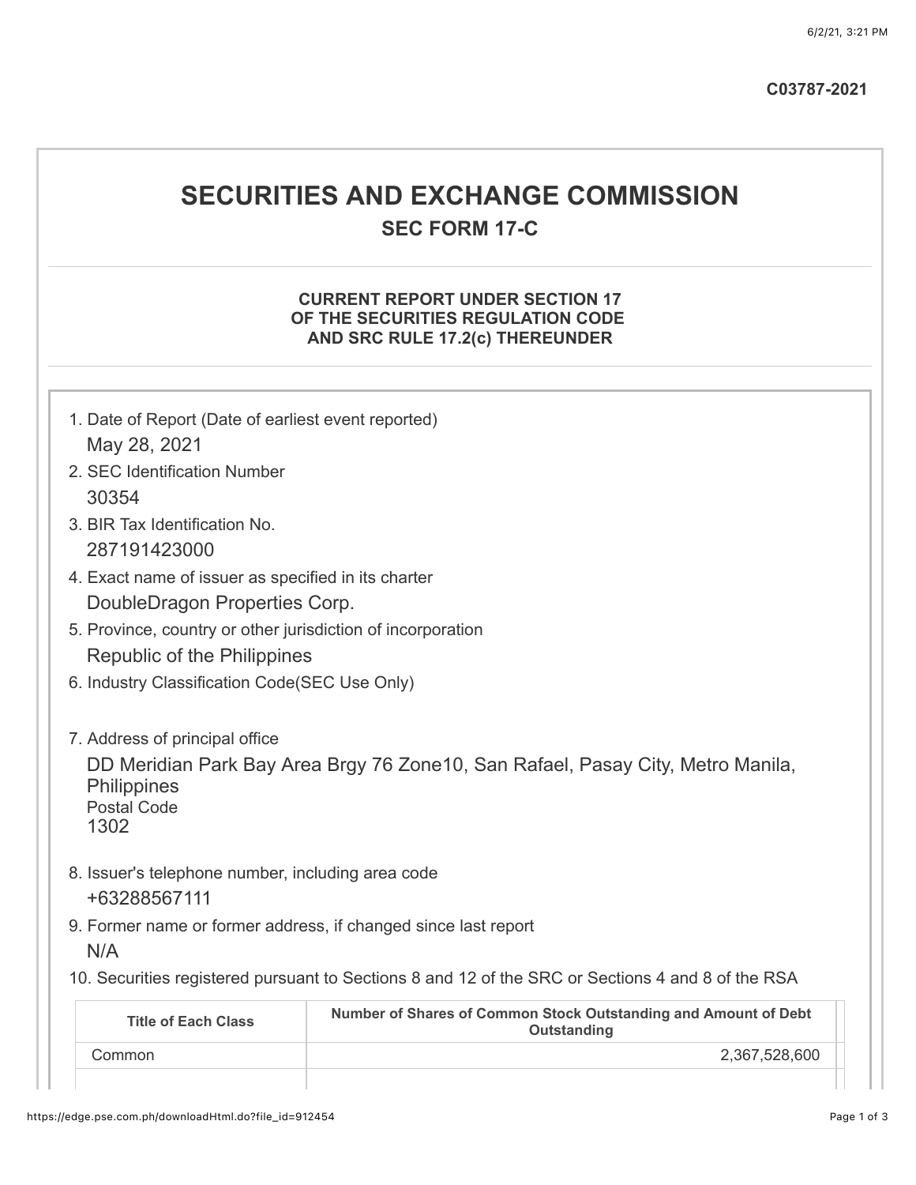C03787-2021

# SECURITIES AND EXCHANGE COMMISSION

## SEC FORM 17-C

### CURRENT REPORT UNDER SECTION 17 OF THE SECURITIES REGULATION CODE AND SRC RULE 17.2(c) THEREUNDER

1. Date of Report (Date of earliest event reported)
   May 28, 2021
2. SEC Identification Number
   30354
3. BIR Tax Identification No.
   287191423000
4. Exact name of issuer as specified in its charter
   DoubleDragon Properties Corp.
5. Province, country or other jurisdiction of incorporation
   Republic of the Philippines
6. Industry Classification Code(SEC Use Only)

7. Address of principal office
   DD Meridian Park Bay Area Brgy 76 Zone10, San Rafael, Pasay City, Metro Manila, Philippines
   Postal Code
   1302
8. Issuer's telephone number, including area code
   +63288567111
9. Former name or former address, if changed since last report
   N/A
10. Securities registered pursuant to Sections 8 and 12 of the SRC or Sections 4 and 8 of the RSA

| Title of Each Class | Number of Shares of Common Stock Outstanding and Amount of Debt Outstanding |
|---|---|
| Common | 2,367,528,600 |
| | |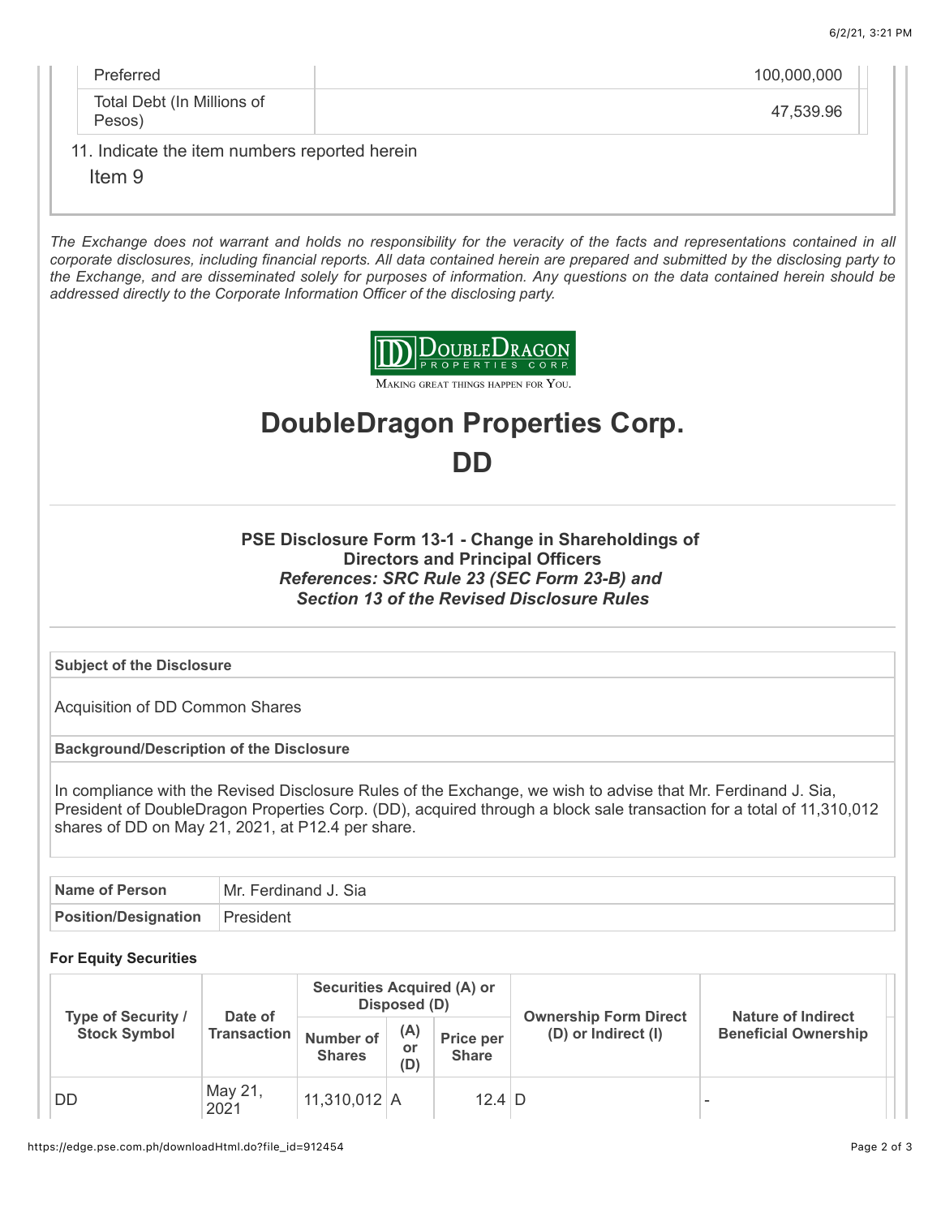| Preferred | 100,000,000 |
| --- | --- |
| Total Debt (In Millions of Pesos) | 47,539.96 |

11. Indicate the item numbers reported herein

Item 9

*The Exchange does not warrant and holds no responsibility for the veracity of the facts and representations contained in all corporate disclosures, including financial reports. All data contained herein are prepared and submitted by the disclosing party to the Exchange, and are disseminated solely for purposes of information. Any questions on the data contained herein should be addressed directly to the Corporate Information Officer of the disclosing party.*

DoubleDragon Properties Corp.

MAKING GREAT THINGS HAPPEN FOR YOU.

# DoubleDragon Properties Corp.

# DD

### PSE Disclosure Form 13-1 - Change in Shareholdings of Directors and Principal Officers

***References: SRC Rule 23 (SEC Form 23-B) and Section 13 of the Revised Disclosure Rules***

| Subject of the Disclosure |
| --- |
| Acquisition of DD Common Shares |
| **Background/Description of the Disclosure** |
| In compliance with the Revised Disclosure Rules of the Exchange, we wish to advise that Mr. Ferdinand J. Sia, President of DoubleDragon Properties Corp. (DD), acquired through a block sale transaction for a total of 11,310,012 shares of DD on May 21, 2021, at P12.4 per share. |

| Name of Person | Mr. Ferdinand J. Sia |
| --- | --- |
| Position/Designation | President |

**For Equity Securities**

| Type of Security / Stock Symbol | Date of Transaction | Securities Acquired (A) or Disposed (D) | | | Ownership Form Direct (D) or Indirect (I) | Nature of Indirect Beneficial Ownership |
| --- | --- | --- | --- | --- | --- | --- |
| | | Number of Shares | (A) or (D) | Price per Share | | |
| DD | May 21, 2021 | 11,310,012 | A | 12.4 | D | - |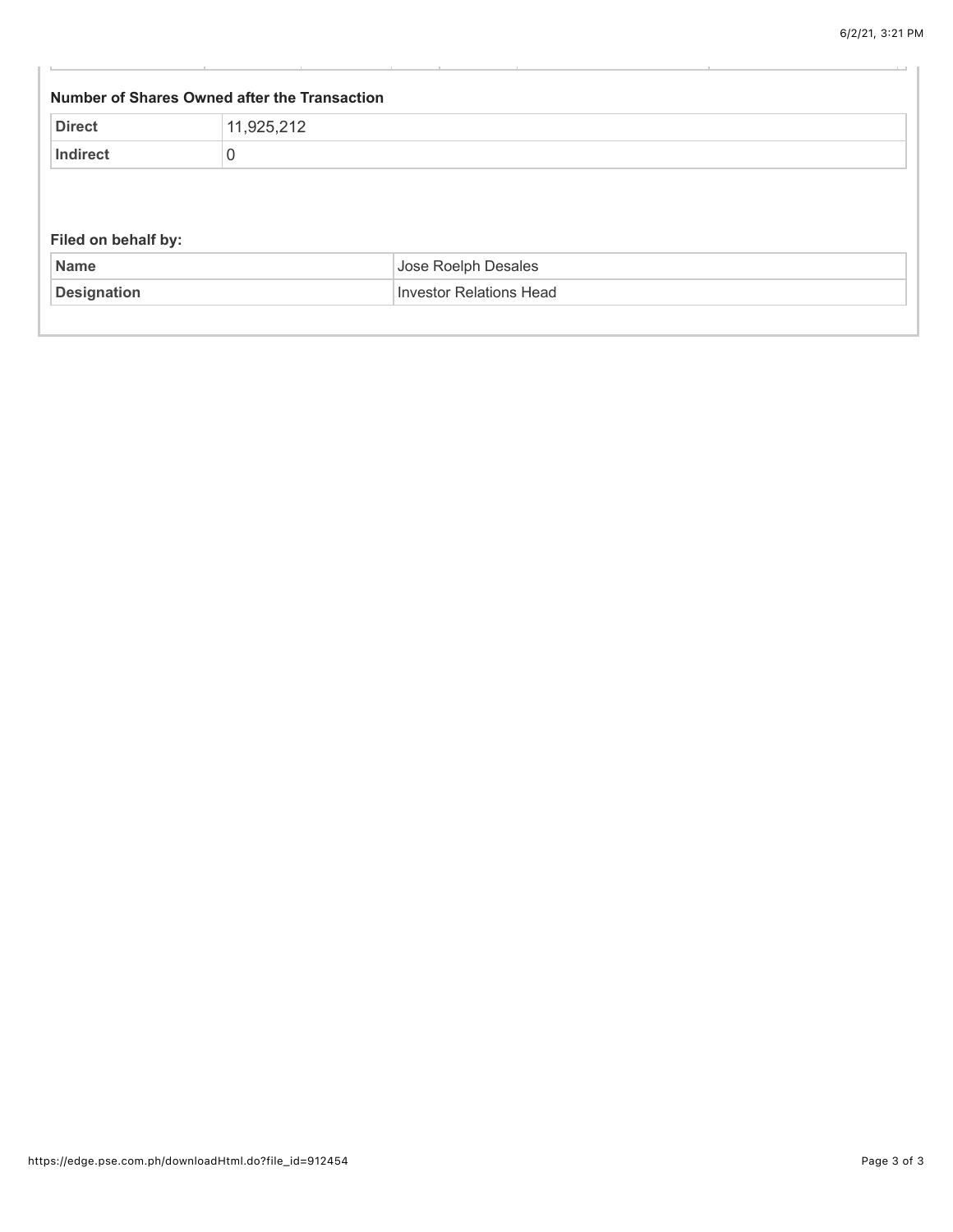**Number of Shares Owned after the Transaction**

| | |
|---|---|
| Direct | 11,925,212 |
| Indirect | 0 |

**Filed on behalf by:**

| | |
|---|---|
| Name | Jose Roelph Desales |
| Designation | Investor Relations Head |